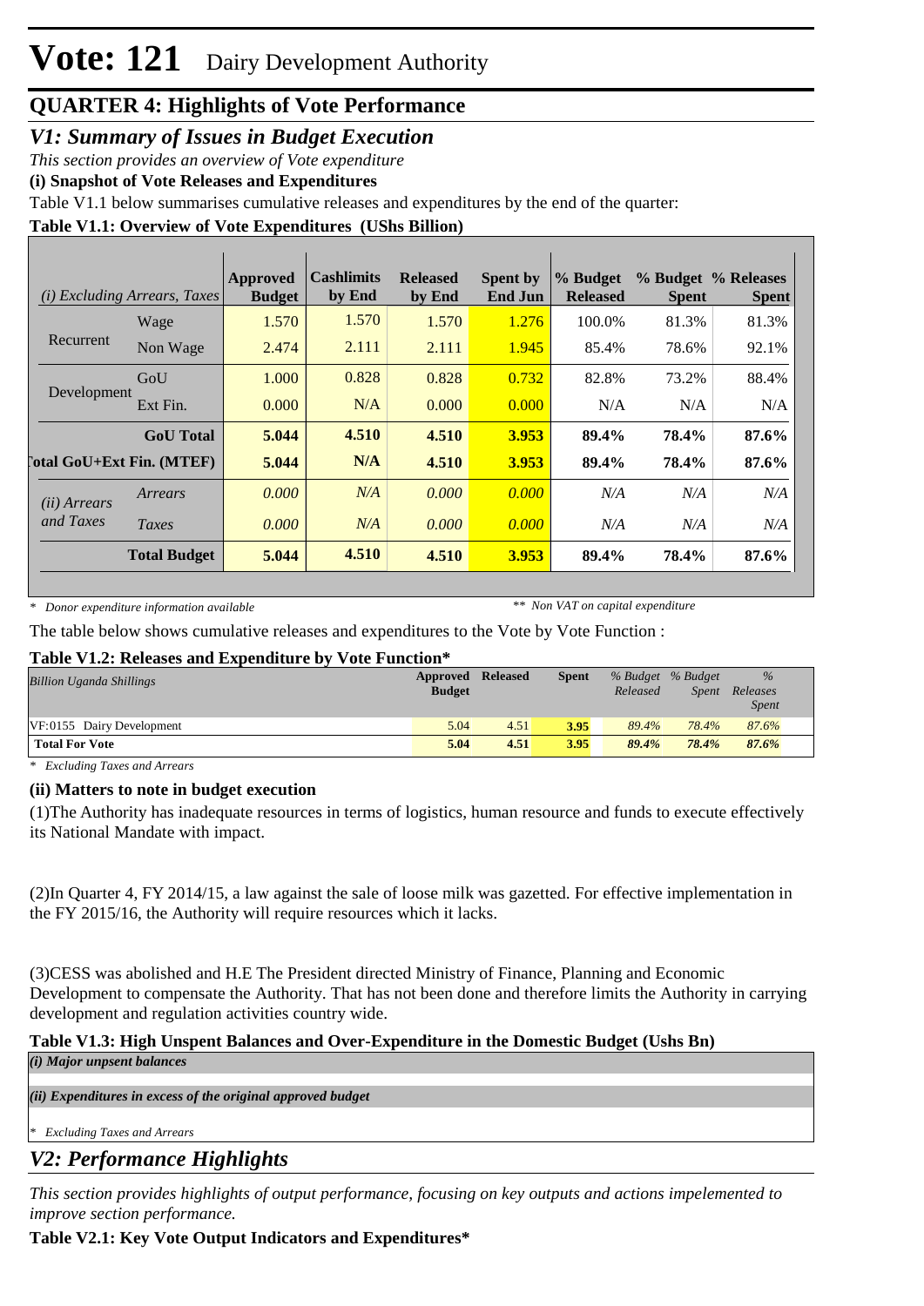# Vote: 121 Dairy Development Authority

## QUARTER 4: Highlights of Vote Performance

## *V1: Summary of Issues in Budget Execution*

*This section provides an overview of Vote expenditure*

**(i) Snapshot of Vote Releases and Expenditures**

Table V1.1 below summarises cumulative releases and expenditures by the end of the quarter:

**Table V1.1: Overview of Vote Expenditures (UShs Billion)**

| *(i) Excluding Arrears, Taxes* | | Approved Budget | Cashlimits by End | Released by End | Spent by End Jun | % Budget Released | % Budget Spent | % Releases Spent |
|---|---|---|---|---|---|---|---|---|
| Recurrent | Wage | 1.570 | 1.570 | 1.570 | 1.276 | 100.0% | 81.3% | 81.3% |
| | Non Wage | 2.474 | 2.111 | 2.111 | 1.945 | 85.4% | 78.6% | 92.1% |
| Development | GoU | 1.000 | 0.828 | 0.828 | 0.732 | 82.8% | 73.2% | 88.4% |
| | Ext Fin. | 0.000 | N/A | 0.000 | 0.000 | N/A | N/A | N/A |
| | **GoU Total** | **5.044** | **4.510** | **4.510** | **3.953** | **89.4%** | **78.4%** | **87.6%** |
| **Total GoU+Ext Fin. (MTEF)** | | **5.044** | **N/A** | **4.510** | **3.953** | **89.4%** | **78.4%** | **87.6%** |
| *(ii) Arrears and Taxes* | *Arrears* | *0.000* | *N/A* | *0.000* | *0.000* | *N/A* | *N/A* | *N/A* |
| | *Taxes* | *0.000* | *N/A* | *0.000* | *0.000* | *N/A* | *N/A* | *N/A* |
| | **Total Budget** | **5.044** | **4.510** | **4.510** | **3.953** | **89.4%** | **78.4%** | **87.6%** |

\* *Donor expenditure information available* ** *Non VAT on capital expenditure*

The table below shows cumulative releases and expenditures to the Vote by Vote Function :

**Table V1.2: Releases and Expenditure by Vote Function***

| *Billion Uganda Shillings* | Approved Budget | Released | Spent | *% Budget Released* | *% Budget Spent* | *% Releases Spent* |
|---|---|---|---|---|---|---|
| VF:0155 Dairy Development | 5.04 | 4.51 | 3.95 | *89.4%* | *78.4%* | *87.6%* |
| **Total For Vote** | **5.04** | **4.51** | **3.95** | ***89.4%*** | ***78.4%*** | ***87.6%*** |

\* *Excluding Taxes and Arrears*

**(ii) Matters to note in budget execution**

(1)The Authority has inadequate resources in terms of logistics, human resource and funds to execute effectively its National Mandate with impact.

(2)In Quarter 4, FY 2014/15, a law against the sale of loose milk was gazetted. For effective implementation in the FY 2015/16, the Authority will require resources which it lacks.

(3)CESS was abolished and H.E The President directed Ministry of Finance, Planning and Economic Development to compensate the Authority. That has not been done and therefore limits the Authority in carrying development and regulation activities country wide.

**Table V1.3: High Unspent Balances and Over-Expenditure in the Domestic Budget (Ushs Bn)**

***(i) Major unspent balances***

***(ii) Expenditures in excess of the original approved budget***

\* *Excluding Taxes and Arrears*

## *V2: Performance Highlights*

*This section provides highlights of output performance, focusing on key outputs and actions impelemented to improve section performance.*

**Table V2.1: Key Vote Output Indicators and Expenditures***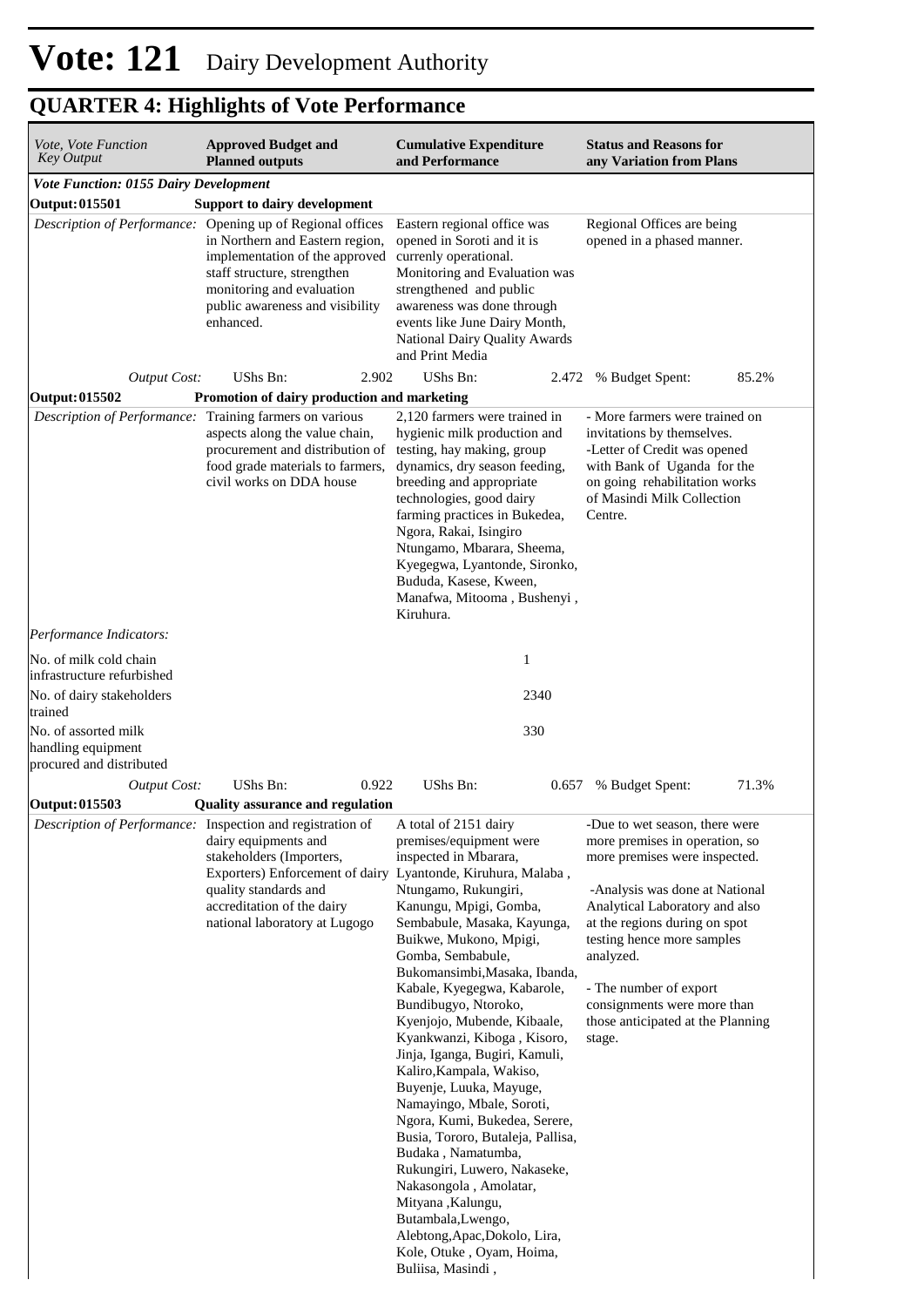# Vote: 121 Dairy Development Authority

## QUARTER 4: Highlights of Vote Performance

| *Vote, Vote Function Key Output* | **Approved Budget and Planned outputs** | **Cumulative Expenditure and Performance** | **Status and Reasons for any Variation from Plans** |
|---|---|---|---|
| ***Vote Function: 0155 Dairy Development*** | | | |
| **Output: 015501** | **Support to dairy development** | | |
| *Description of Performance:* | Opening up of Regional offices in Northern and Eastern region, implementation of the approved staff structure, strengthen monitoring and evaluation public awareness and visibility enhanced. | Eastern regional office was opened in Soroti and it is currenly operational. Monitoring and Evaluation was strengthened and public awareness was done through events like June Dairy Month, National Dairy Quality Awards and Print Media | Regional Offices are being opened in a phased manner. |
| *Output Cost:* | UShs Bn: 2.902 | UShs Bn: 2.472 | % Budget Spent: 85.2% |
| **Output: 015502** | **Promotion of dairy production and marketing** | | |
| *Description of Performance:* | Training farmers on various aspects along the value chain, procurement and distribution of food grade materials to farmers, civil works on DDA house | 2,120 farmers were trained in hygienic milk production and testing, hay making, group dynamics, dry season feeding, breeding and appropriate technologies, good dairy farming practices in Bukedea, Ngora, Rakai, Isingiro Ntungamo, Mbarara, Sheema, Kyegegwa, Lyantonde, Sironko, Bududa, Kasese, Kween, Manafwa, Mitooma , Bushenyi , Kiruhura. | - More farmers were trained on invitations by themselves. -Letter of Credit was opened with Bank of Uganda for the on going rehabilitation works of Masindi Milk Collection Centre. |
| *Performance Indicators:* | | | |
| No. of milk cold chain infrastructure refurbished | | 1 | |
| No. of dairy stakeholders trained | | 2340 | |
| No. of assorted milk handling equipment procured and distributed | | 330 | |
| *Output Cost:* | UShs Bn: 0.922 | UShs Bn: 0.657 | % Budget Spent: 71.3% |
| **Output: 015503** | **Quality assurance and regulation** | | |
| *Description of Performance:* | Inspection and registration of dairy equipments and stakeholders (Importers, Exporters) Enforcement of dairy quality standards and accreditation of the dairy national laboratory at Lugogo | A total of 2151 dairy premises/equipment were inspected in Mbarara, Lyantonde, Kiruhura, Malaba , Ntungamo, Rukungiri, Kanungu, Mpigi, Gomba, Sembabule, Masaka, Kayunga, Buikwe, Mukono, Mpigi, Gomba, Sembabule, Bukomansimbi,Masaka, Ibanda, Kabale, Kyegegwa, Kabarole, Bundibugyo, Ntoroko, Kyenjojo, Mubende, Kibaale, Kyankwanzi, Kiboga , Kisoro, Jinja, Iganga, Bugiri, Kamuli, Kaliro,Kampala, Wakiso, Buyenje, Luuka, Mayuge, Namayingo, Mbale, Soroti, Ngora, Kumi, Bukedea, Serere, Busia, Tororo, Butaleja, Pallisa, Budaka , Namatumba, Rukungiri, Luwero, Nakaseke, Nakasongola , Amolatar, Mityana ,Kalungu, Butambala,Lwengo, Alebtong,Apac,Dokolo, Lira, Kole, Otuke , Oyam, Hoima, Buliisa, Masindi , | -Due to wet season, there were more premises in operation, so more premises were inspected. -Analysis was done at National Analytical Laboratory and also at the regions during on spot testing hence more samples analyzed. - The number of export consignments were more than those anticipated at the Planning stage. |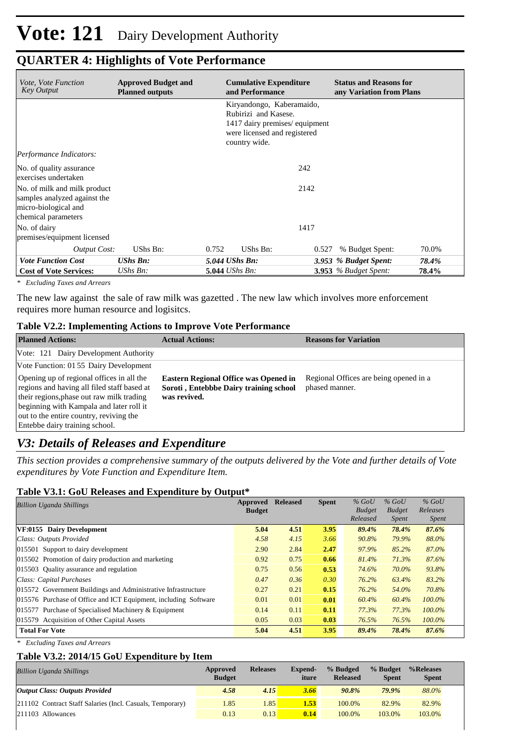# Vote: 121 Dairy Development Authority

## QUARTER 4: Highlights of Vote Performance

| *Vote, Vote Function Key Output* | **Approved Budget and Planned outputs** | | **Cumulative Expenditure and Performance** | | **Status and Reasons for any Variation from Plans** | |
|---|---|---|---|---|---|---|
| | | | Kiryandongo, Kaberamaido, Rubirizi and Kasese. 1417 dairy premises/ equipment were licensed and registered country wide. | | | |
| *Performance Indicators:* | | | | | | |
| No. of quality assurance exercises undertaken | | | | 242 | | |
| No. of milk and milk product samples analyzed against the micro-biological and chemical parameters | | | | 2142 | | |
| No. of dairy premises/equipment licensed | | | | 1417 | | |
| *Output Cost:* | UShs Bn: | 0.752 | UShs Bn: | 0.527 | % Budget Spent: | 70.0% |
| ***Vote Function Cost*** | ***UShs Bn:*** | | ***5.044 UShs Bn:*** | ***3.953*** | ***% Budget Spent:*** | ***78.4%*** |
| **Cost of Vote Services:** | *UShs Bn:* | | **5.044** *UShs Bn:* | **3.953** | *% Budget Spent:* | **78.4%** |

*\* Excluding Taxes and Arrears*

The new law against the sale of raw milk was gazetted . The new law which involves more enforcement requires more human resource and logisitcs.

### Table V2.2: Implementing Actions to Improve Vote Performance

| **Planned Actions:** | **Actual Actions:** | **Reasons for Variation** |
|---|---|---|
| Vote: 121 Dairy Development Authority | | |
| Vote Function: 01 55 Dairy Development | | |
| Opening up of regional offices in all the regions and having all filed staff based at their regions,phase out raw milk trading beginning with Kampala and later roll it out to the entire country, reviving the Entebbe dairy training school. | **Eastern Regional Office was Opened in Soroti , Entebbbe Dairy training school was revived.** | Regional Offices are being opened in a phased manner. |

## *V3: Details of Releases and Expenditure*

*This section provides a comprehensive summary of the outputs delivered by the Vote and further details of Vote expenditures by Vote Function and Expenditure Item.*

### Table V3.1: GoU Releases and Expenditure by Output*

| *Billion Uganda Shillings* | **Approved Budget** | **Released** | **Spent** | *% GoU Budget Released* | *% GoU Budget Spent* | *% GoU Releases Spent* |
|---|---|---|---|---|---|---|
| **VF:0155 Dairy Development** | **5.04** | **4.51** | **3.95** | ***89.4%*** | ***78.4%*** | ***87.6%*** |
| *Class: Outputs Provided* | *4.58* | *4.15* | *3.66* | *90.8%* | *79.9%* | *88.0%* |
| 015501 Support to dairy development | 2.90 | 2.84 | **2.47** | *97.9%* | *85.2%* | *87.0%* |
| 015502 Promotion of dairy production and marketing | 0.92 | 0.75 | **0.66** | *81.4%* | *71.3%* | *87.6%* |
| 015503 Quality assurance and regulation | 0.75 | 0.56 | **0.53** | *74.6%* | *70.0%* | *93.8%* |
| *Class: Capital Purchases* | *0.47* | *0.36* | *0.30* | *76.2%* | *63.4%* | *83.2%* |
| 015572 Government Buildings and Administrative Infrastructure | 0.27 | 0.21 | **0.15** | *76.2%* | *54.0%* | *70.8%* |
| 015576 Purchase of Office and ICT Equipment, including Software | 0.01 | 0.01 | **0.01** | *60.4%* | *60.4%* | *100.0%* |
| 015577 Purchase of Specialised Machinery & Equipment | 0.14 | 0.11 | **0.11** | *77.3%* | *77.3%* | *100.0%* |
| 015579 Acquisition of Other Capital Assets | 0.05 | 0.03 | **0.03** | *76.5%* | *76.5%* | *100.0%* |
| **Total For Vote** | **5.04** | **4.51** | **3.95** | ***89.4%*** | ***78.4%*** | ***87.6%*** |

*\* Excluding Taxes and Arrears*

### Table V3.2: 2014/15 GoU Expenditure by Item

| *Billion Uganda Shillings* | **Approved Budget** | **Releases** | **Expend-iture** | **% Budged Released** | **% Budget Spent** | **%Releases Spent** |
|---|---|---|---|---|---|---|
| ***Output Class: Outputs Provided*** | ***4.58*** | ***4.15*** | ***3.66*** | ***90.8%*** | ***79.9%*** | *88.0%* |
| 211102 Contract Staff Salaries (Incl. Casuals, Temporary) | 1.85 | 1.85 | **1.53** | 100.0% | 82.9% | 82.9% |
| 211103 Allowances | 0.13 | 0.13 | **0.14** | 100.0% | 103.0% | 103.0% |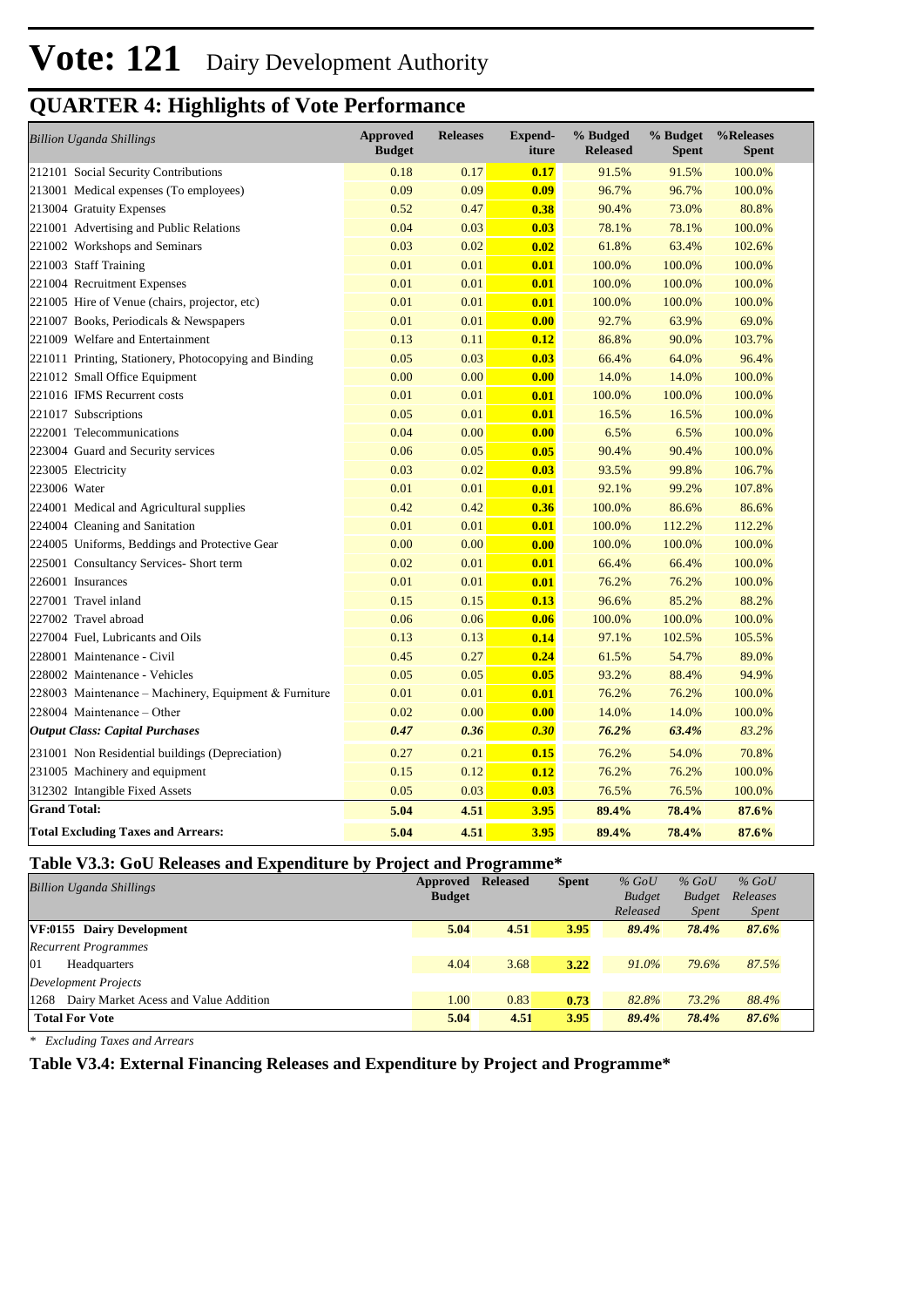# Vote: 121 Dairy Development Authority

## QUARTER 4: Highlights of Vote Performance

| *Billion Uganda Shillings* | Approved Budget | Releases | Expend-iture | % Budged Released | % Budget Spent | %Releases Spent |
|---|---|---|---|---|---|---|
| 212101 Social Security Contributions | 0.18 | 0.17 | **0.17** | 91.5% | 91.5% | 100.0% |
| 213001 Medical expenses (To employees) | 0.09 | 0.09 | **0.09** | 96.7% | 96.7% | 100.0% |
| 213004 Gratuity Expenses | 0.52 | 0.47 | **0.38** | 90.4% | 73.0% | 80.8% |
| 221001 Advertising and Public Relations | 0.04 | 0.03 | **0.03** | 78.1% | 78.1% | 100.0% |
| 221002 Workshops and Seminars | 0.03 | 0.02 | **0.02** | 61.8% | 63.4% | 102.6% |
| 221003 Staff Training | 0.01 | 0.01 | **0.01** | 100.0% | 100.0% | 100.0% |
| 221004 Recruitment Expenses | 0.01 | 0.01 | **0.01** | 100.0% | 100.0% | 100.0% |
| 221005 Hire of Venue (chairs, projector, etc) | 0.01 | 0.01 | **0.01** | 100.0% | 100.0% | 100.0% |
| 221007 Books, Periodicals & Newspapers | 0.01 | 0.01 | **0.00** | 92.7% | 63.9% | 69.0% |
| 221009 Welfare and Entertainment | 0.13 | 0.11 | **0.12** | 86.8% | 90.0% | 103.7% |
| 221011 Printing, Stationery, Photocopying and Binding | 0.05 | 0.03 | **0.03** | 66.4% | 64.0% | 96.4% |
| 221012 Small Office Equipment | 0.00 | 0.00 | **0.00** | 14.0% | 14.0% | 100.0% |
| 221016 IFMS Recurrent costs | 0.01 | 0.01 | **0.01** | 100.0% | 100.0% | 100.0% |
| 221017 Subscriptions | 0.05 | 0.01 | **0.01** | 16.5% | 16.5% | 100.0% |
| 222001 Telecommunications | 0.04 | 0.00 | **0.00** | 6.5% | 6.5% | 100.0% |
| 223004 Guard and Security services | 0.06 | 0.05 | **0.05** | 90.4% | 90.4% | 100.0% |
| 223005 Electricity | 0.03 | 0.02 | **0.03** | 93.5% | 99.8% | 106.7% |
| 223006 Water | 0.01 | 0.01 | **0.01** | 92.1% | 99.2% | 107.8% |
| 224001 Medical and Agricultural supplies | 0.42 | 0.42 | **0.36** | 100.0% | 86.6% | 86.6% |
| 224004 Cleaning and Sanitation | 0.01 | 0.01 | **0.01** | 100.0% | 112.2% | 112.2% |
| 224005 Uniforms, Beddings and Protective Gear | 0.00 | 0.00 | **0.00** | 100.0% | 100.0% | 100.0% |
| 225001 Consultancy Services- Short term | 0.02 | 0.01 | **0.01** | 66.4% | 66.4% | 100.0% |
| 226001 Insurances | 0.01 | 0.01 | **0.01** | 76.2% | 76.2% | 100.0% |
| 227001 Travel inland | 0.15 | 0.15 | **0.13** | 96.6% | 85.2% | 88.2% |
| 227002 Travel abroad | 0.06 | 0.06 | **0.06** | 100.0% | 100.0% | 100.0% |
| 227004 Fuel, Lubricants and Oils | 0.13 | 0.13 | **0.14** | 97.1% | 102.5% | 105.5% |
| 228001 Maintenance - Civil | 0.45 | 0.27 | **0.24** | 61.5% | 54.7% | 89.0% |
| 228002 Maintenance - Vehicles | 0.05 | 0.05 | **0.05** | 93.2% | 88.4% | 94.9% |
| 228003 Maintenance – Machinery, Equipment & Furniture | 0.01 | 0.01 | **0.01** | 76.2% | 76.2% | 100.0% |
| 228004 Maintenance – Other | 0.02 | 0.00 | **0.00** | 14.0% | 14.0% | 100.0% |
| ***Output Class: Capital Purchases*** | ***0.47*** | ***0.36*** | ***0.30*** | ***76.2%*** | ***63.4%*** | ***83.2%*** |
| 231001 Non Residential buildings (Depreciation) | 0.27 | 0.21 | **0.15** | 76.2% | 54.0% | 70.8% |
| 231005 Machinery and equipment | 0.15 | 0.12 | **0.12** | 76.2% | 76.2% | 100.0% |
| 312302 Intangible Fixed Assets | 0.05 | 0.03 | **0.03** | 76.5% | 76.5% | 100.0% |
| **Grand Total:** | **5.04** | **4.51** | **3.95** | **89.4%** | **78.4%** | **87.6%** |
| **Total Excluding Taxes and Arrears:** | **5.04** | **4.51** | **3.95** | **89.4%** | **78.4%** | **87.6%** |

### Table V3.3: GoU Releases and Expenditure by Project and Programme*

| *Billion Uganda Shillings* | Approved Budget | Released | Spent | *% GoU Budget Released* | *% GoU Budget Spent* | *% GoU Releases Spent* |
|---|---|---|---|---|---|---|
| **VF:0155 Dairy Development** | **5.04** | **4.51** | **3.95** | ***89.4%*** | ***78.4%*** | ***87.6%*** |
| *Recurrent Programmes* | | | | | | |
| 01 Headquarters | 4.04 | 3.68 | **3.22** | *91.0%* | *79.6%* | *87.5%* |
| *Development Projects* | | | | | | |
| 1268 Dairy Market Acess and Value Addition | 1.00 | 0.83 | **0.73** | *82.8%* | *73.2%* | *88.4%* |
| **Total For Vote** | **5.04** | **4.51** | **3.95** | ***89.4%*** | ***78.4%*** | ***87.6%*** |

*\* Excluding Taxes and Arrears*

### Table V3.4: External Financing Releases and Expenditure by Project and Programme*